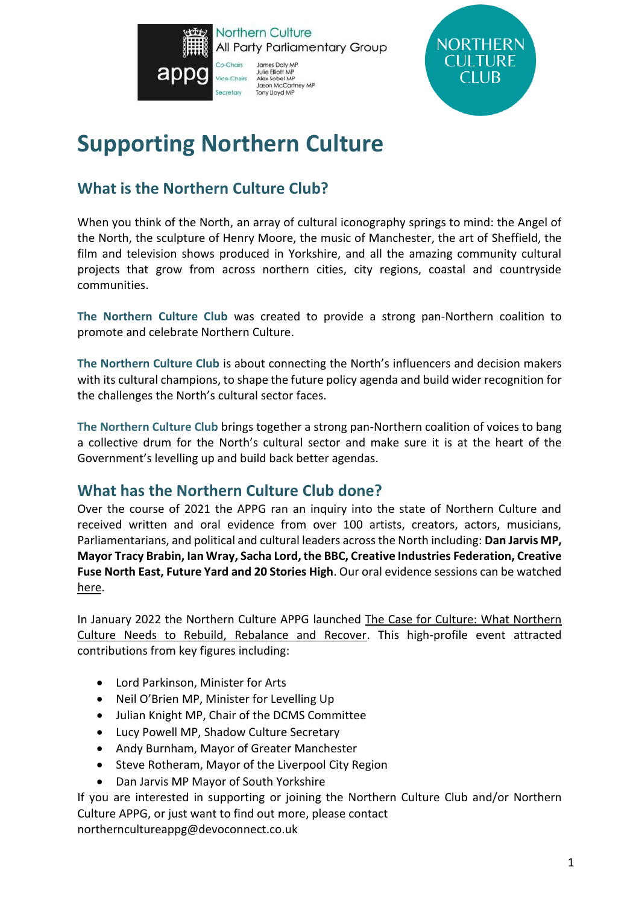Northern Culture
All Party Parliamentary Group

appg

Co-Chairs: James Daly MP, Julie Elliott MP
Vice-Chairs: Alex Sobel MP, Jason McCartney MP
Secretary: Tony Lloyd MP

NORTHERN CULTURE CLUB

# Supporting Northern Culture

## What is the Northern Culture Club?

When you think of the North, an array of cultural iconography springs to mind: the Angel of the North, the sculpture of Henry Moore, the music of Manchester, the art of Sheffield, the film and television shows produced in Yorkshire, and all the amazing community cultural projects that grow from across northern cities, city regions, coastal and countryside communities.

**The Northern Culture Club** was created to provide a strong pan-Northern coalition to promote and celebrate Northern Culture.

**The Northern Culture Club** is about connecting the North's influencers and decision makers with its cultural champions, to shape the future policy agenda and build wider recognition for the challenges the North's cultural sector faces.

**The Northern Culture Club** brings together a strong pan-Northern coalition of voices to bang a collective drum for the North's cultural sector and make sure it is at the heart of the Government's levelling up and build back better agendas.

## What has the Northern Culture Club done?

Over the course of 2021 the APPG ran an inquiry into the state of Northern Culture and received written and oral evidence from over 100 artists, creators, actors, musicians, Parliamentarians, and political and cultural leaders across the North including: **Dan Jarvis MP, Mayor Tracy Brabin, Ian Wray, Sacha Lord, the BBC, Creative Industries Federation, Creative Fuse North East, Future Yard and 20 Stories High**. Our oral evidence sessions can be watched here.

In January 2022 the Northern Culture APPG launched The Case for Culture: What Northern Culture Needs to Rebuild, Rebalance and Recover. This high-profile event attracted contributions from key figures including:

- Lord Parkinson, Minister for Arts
- Neil O'Brien MP, Minister for Levelling Up
- Julian Knight MP, Chair of the DCMS Committee
- Lucy Powell MP, Shadow Culture Secretary
- Andy Burnham, Mayor of Greater Manchester
- Steve Rotheram, Mayor of the Liverpool City Region
- Dan Jarvis MP Mayor of South Yorkshire

If you are interested in supporting or joining the Northern Culture Club and/or Northern Culture APPG, or just want to find out more, please contact northernculturea­ppg@devoconnect.co.uk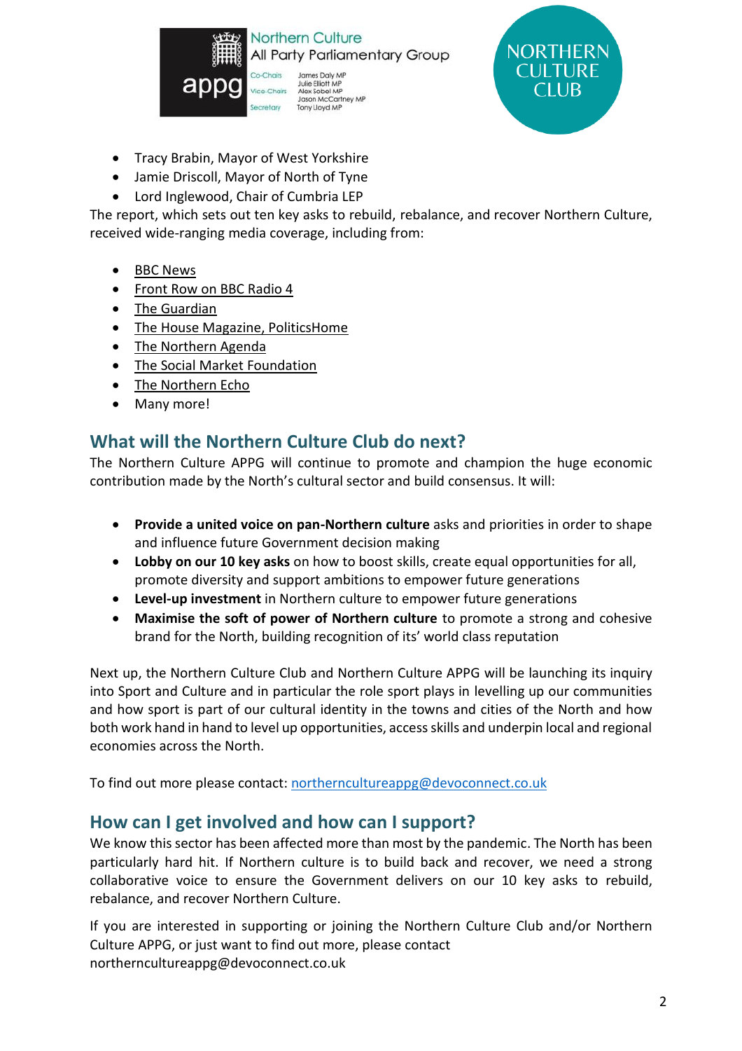- Tracy Brabin, Mayor of West Yorkshire
- Jamie Driscoll, Mayor of North of Tyne
- Lord Inglewood, Chair of Cumbria LEP

The report, which sets out ten key asks to rebuild, rebalance, and recover Northern Culture, received wide-ranging media coverage, including from:

- BBC News
- Front Row on BBC Radio 4
- The Guardian
- The House Magazine, PoliticsHome
- The Northern Agenda
- The Social Market Foundation
- The Northern Echo
- Many more!

## What will the Northern Culture Club do next?

The Northern Culture APPG will continue to promote and champion the huge economic contribution made by the North's cultural sector and build consensus. It will:

- **Provide a united voice on pan-Northern culture** asks and priorities in order to shape and influence future Government decision making
- **Lobby on our 10 key asks** on how to boost skills, create equal opportunities for all, promote diversity and support ambitions to empower future generations
- **Level-up investment** in Northern culture to empower future generations
- **Maximise the soft of power of Northern culture** to promote a strong and cohesive brand for the North, building recognition of its' world class reputation

Next up, the Northern Culture Club and Northern Culture APPG will be launching its inquiry into Sport and Culture and in particular the role sport plays in levelling up our communities and how sport is part of our cultural identity in the towns and cities of the North and how both work hand in hand to level up opportunities, access skills and underpin local and regional economies across the North.

To find out more please contact: northerncultureappg@devoconnect.co.uk

## How can I get involved and how can I support?

We know this sector has been affected more than most by the pandemic. The North has been particularly hard hit. If Northern culture is to build back and recover, we need a strong collaborative voice to ensure the Government delivers on our 10 key asks to rebuild, rebalance, and recover Northern Culture.

If you are interested in supporting or joining the Northern Culture Club and/or Northern Culture APPG, or just want to find out more, please contact northerncultureappg@devoconnect.co.uk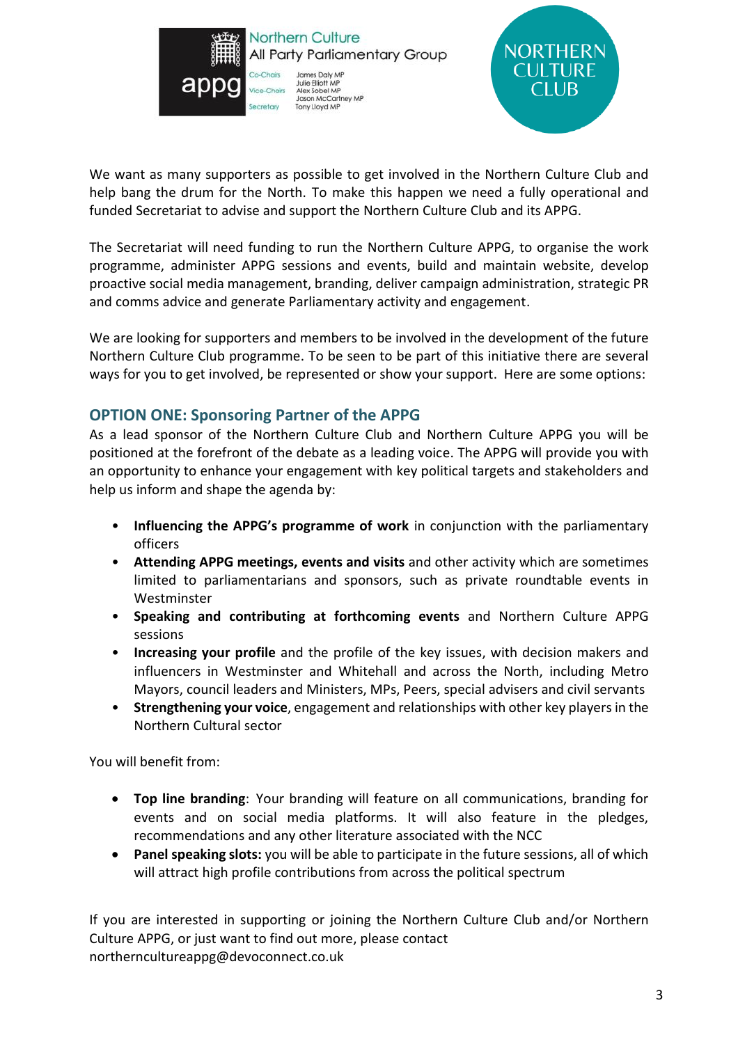Northern Culture
All Party Parliamentary Group

appg

Co-Chairs James Daly MP
Julie Elliott MP
Vice-Chairs Alex Sobel MP
Jason McCartney MP
Secretary Tony Lloyd MP

NORTHERN CULTURE CLUB

We want as many supporters as possible to get involved in the Northern Culture Club and help bang the drum for the North. To make this happen we need a fully operational and funded Secretariat to advise and support the Northern Culture Club and its APPG.

The Secretariat will need funding to run the Northern Culture APPG, to organise the work programme, administer APPG sessions and events, build and maintain website, develop proactive social media management, branding, deliver campaign administration, strategic PR and comms advice and generate Parliamentary activity and engagement.

We are looking for supporters and members to be involved in the development of the future Northern Culture Club programme. To be seen to be part of this initiative there are several ways for you to get involved, be represented or show your support. Here are some options:

## OPTION ONE: Sponsoring Partner of the APPG

As a lead sponsor of the Northern Culture Club and Northern Culture APPG you will be positioned at the forefront of the debate as a leading voice. The APPG will provide you with an opportunity to enhance your engagement with key political targets and stakeholders and help us inform and shape the agenda by:

- **Influencing the APPG's programme of work** in conjunction with the parliamentary officers
- **Attending APPG meetings, events and visits** and other activity which are sometimes limited to parliamentarians and sponsors, such as private roundtable events in Westminster
- **Speaking and contributing at forthcoming events** and Northern Culture APPG sessions
- **Increasing your profile** and the profile of the key issues, with decision makers and influencers in Westminster and Whitehall and across the North, including Metro Mayors, council leaders and Ministers, MPs, Peers, special advisers and civil servants
- **Strengthening your voice**, engagement and relationships with other key players in the Northern Cultural sector

You will benefit from:

- **Top line branding**: Your branding will feature on all communications, branding for events and on social media platforms. It will also feature in the pledges, recommendations and any other literature associated with the NCC
- **Panel speaking slots:** you will be able to participate in the future sessions, all of which will attract high profile contributions from across the political spectrum

If you are interested in supporting or joining the Northern Culture Club and/or Northern Culture APPG, or just want to find out more, please contact northernculturEappg@devoconnect.co.uk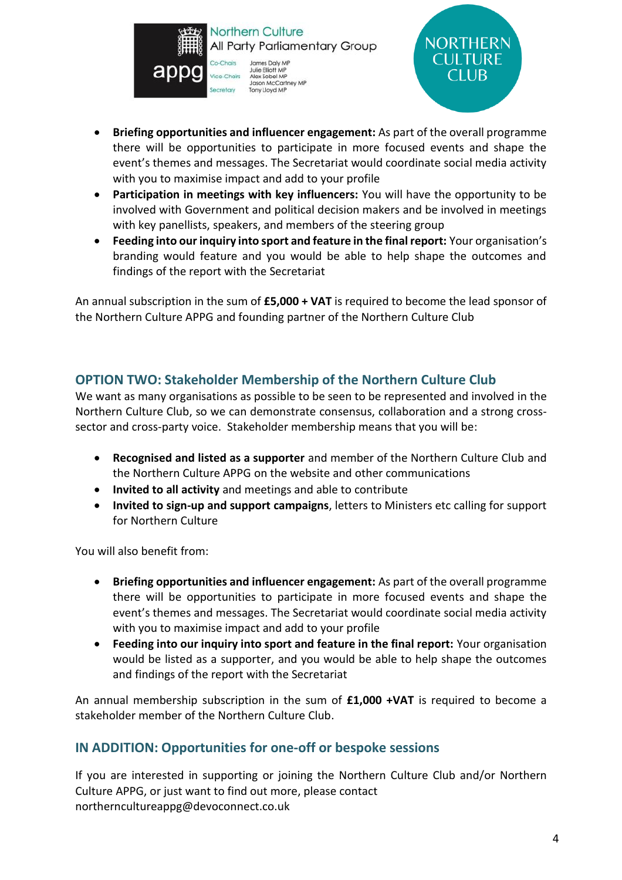- **Briefing opportunities and influencer engagement:** As part of the overall programme there will be opportunities to participate in more focused events and shape the event's themes and messages. The Secretariat would coordinate social media activity with you to maximise impact and add to your profile
- **Participation in meetings with key influencers:** You will have the opportunity to be involved with Government and political decision makers and be involved in meetings with key panellists, speakers, and members of the steering group
- **Feeding into our inquiry into sport and feature in the final report:** Your organisation's branding would feature and you would be able to help shape the outcomes and findings of the report with the Secretariat

An annual subscription in the sum of **£5,000 + VAT** is required to become the lead sponsor of the Northern Culture APPG and founding partner of the Northern Culture Club

## OPTION TWO: Stakeholder Membership of the Northern Culture Club

We want as many organisations as possible to be seen to be represented and involved in the Northern Culture Club, so we can demonstrate consensus, collaboration and a strong cross-sector and cross-party voice. Stakeholder membership means that you will be:

- **Recognised and listed as a supporter** and member of the Northern Culture Club and the Northern Culture APPG on the website and other communications
- **Invited to all activity** and meetings and able to contribute
- **Invited to sign-up and support campaigns**, letters to Ministers etc calling for support for Northern Culture

You will also benefit from:

- **Briefing opportunities and influencer engagement:** As part of the overall programme there will be opportunities to participate in more focused events and shape the event's themes and messages. The Secretariat would coordinate social media activity with you to maximise impact and add to your profile
- **Feeding into our inquiry into sport and feature in the final report:** Your organisation would be listed as a supporter, and you would be able to help shape the outcomes and findings of the report with the Secretariat

An annual membership subscription in the sum of **£1,000 +VAT** is required to become a stakeholder member of the Northern Culture Club.

## IN ADDITION: Opportunities for one-off or bespoke sessions

If you are interested in supporting or joining the Northern Culture Club and/or Northern Culture APPG, or just want to find out more, please contact northerncultureappg@devoconnect.co.uk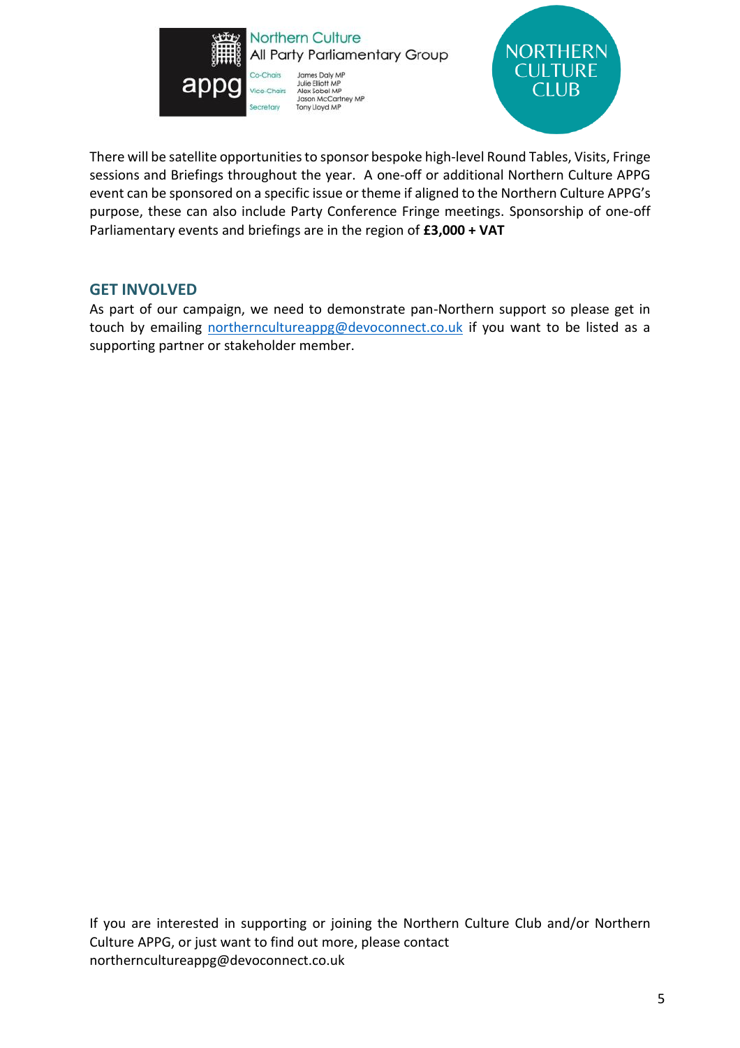Northern Culture
All Party Parliamentary Group

Co-Chairs: James Daly MP, Julie Elliott MP
Vice-Chairs: Alex Sobel MP, Jason McCartney MP
Secretary: Tony Lloyd MP

NORTHERN CULTURE CLUB

There will be satellite opportunities to sponsor bespoke high-level Round Tables, Visits, Fringe sessions and Briefings throughout the year. A one-off or additional Northern Culture APPG event can be sponsored on a specific issue or theme if aligned to the Northern Culture APPG's purpose, these can also include Party Conference Fringe meetings. Sponsorship of one-off Parliamentary events and briefings are in the region of **£3,000 + VAT**

## GET INVOLVED

As part of our campaign, we need to demonstrate pan-Northern support so please get in touch by emailing northernculturaappg@devoconnect.co.uk if you want to be listed as a supporting partner or stakeholder member.

If you are interested in supporting or joining the Northern Culture Club and/or Northern Culture APPG, or just want to find out more, please contact northernculturaappg@devoconnect.co.uk